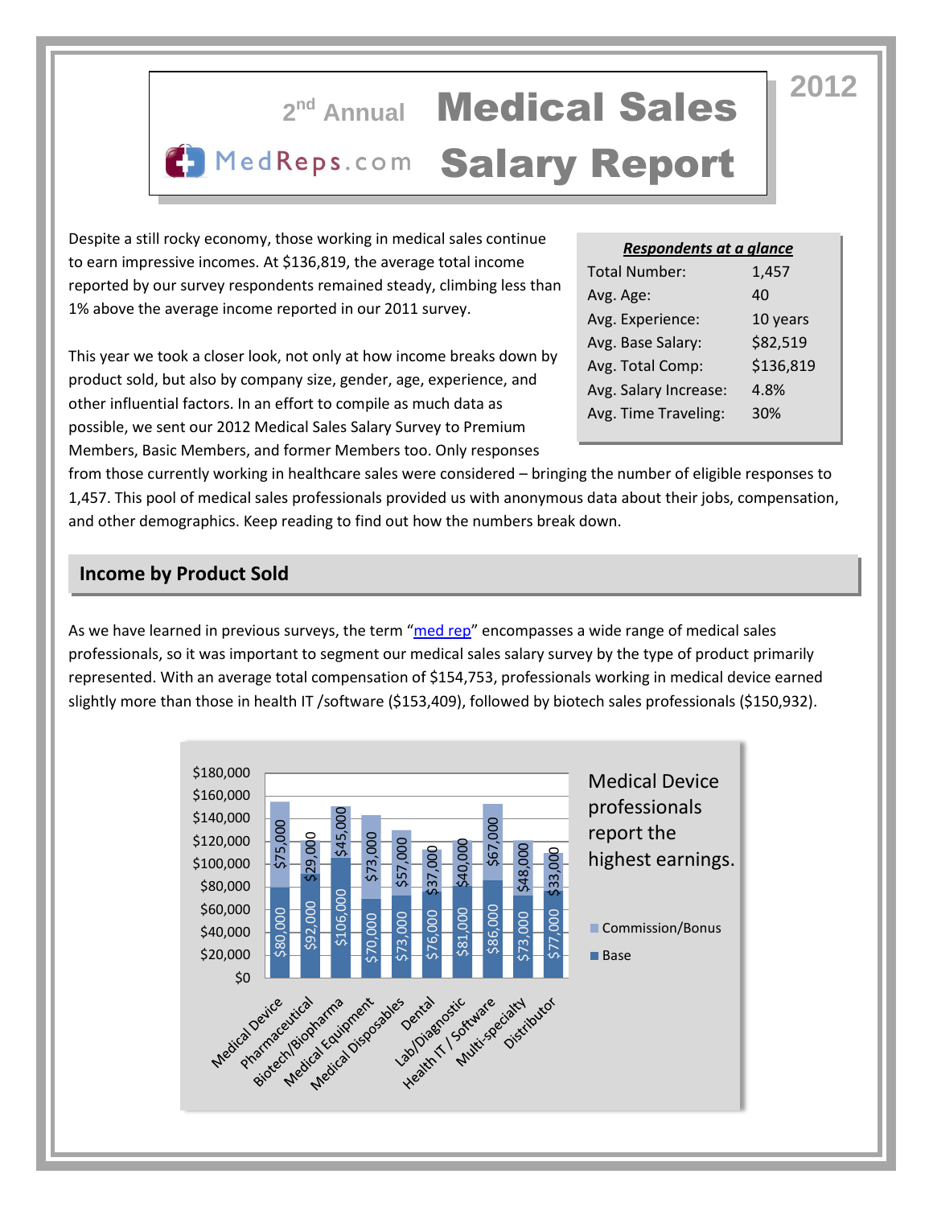# 2nd Annual Medical Sales Salary Report

MedReps.com

2012

Despite a still rocky economy, those working in medical sales continue to earn impressive incomes. At $136,819, the average total income reported by our survey respondents remained steady, climbing less than 1% above the average income reported in our 2011 survey.

This year we took a closer look, not only at how income breaks down by product sold, but also by company size, gender, age, experience, and other influential factors. In an effort to compile as much data as possible, we sent our 2012 Medical Sales Salary Survey to Premium Members, Basic Members, and former Members too. Only responses from those currently working in healthcare sales were considered – bringing the number of eligible responses to 1,457. This pool of medical sales professionals provided us with anonymous data about their jobs, compensation, and other demographics. Keep reading to find out how the numbers break down.

| ***Respondents at a glance*** | |
|---|---|
| Total Number: | 1,457 |
| Avg. Age: | 40 |
| Avg. Experience: | 10 years |
| Avg. Base Salary: | $82,519 |
| Avg. Total Comp: | $136,819 |
| Avg. Salary Increase: | 4.8% |
| Avg. Time Traveling: | 30% |

## Income by Product Sold

As we have learned in previous surveys, the term "med rep" encompasses a wide range of medical sales professionals, so it was important to segment our medical sales salary survey by the type of product primarily represented. With an average total compensation of $154,753, professionals working in medical device earned slightly more than those in health IT /software ($153,409), followed by biotech sales professionals ($150,932).

| Product | Base | Commission/Bonus |
|---|---|---|
| Medical Device | $80,000 | $75,000 |
| Pharmaceutical | $92,000 | $29,000 |
| Biotech/Biopharma | $106,000 | $45,000 |
| Medical Equipment | $70,000 | $73,000 |
| Medical Disposables | $73,000 | $57,000 |
| Dental | $76,000 | $37,000 |
| Lab/Diagnostic | $81,000 | $40,000 |
| Health IT / Software | $86,000 | $67,000 |
| Multi-specialty | $73,000 | $48,000 |
| Distributor | $77,000 | $33,000 |

Medical Device professionals report the highest earnings.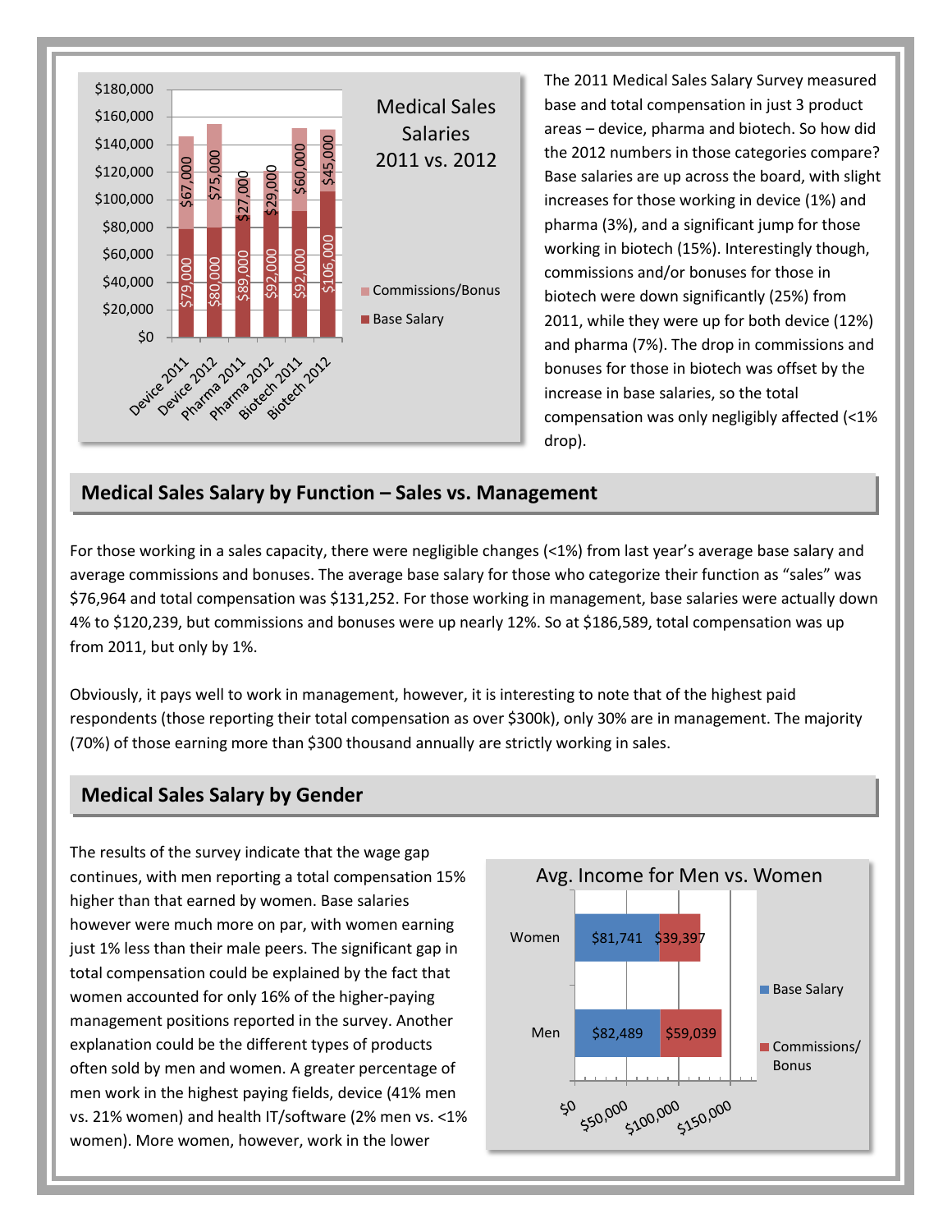## Medical Sales Salaries 2011 vs. 2012

| | Base Salary | Commissions/Bonus |
|---|---|---|
| Device 2011 | $79,000 | $67,000 |
| Device 2012 | $80,000 | $75,000 |
| Pharma 2011 | $89,000 | $27,000 |
| Pharma 2012 | $92,000 | $29,000 |
| Biotech 2011 | $92,000 | $60,000 |
| Biotech 2012 | $106,000 | $45,000 |

The 2011 Medical Sales Salary Survey measured base and total compensation in just 3 product areas – device, pharma and biotech. So how did the 2012 numbers in those categories compare? Base salaries are up across the board, with slight increases for those working in device (1%) and pharma (3%), and a significant jump for those working in biotech (15%). Interestingly though, commissions and/or bonuses for those in biotech were down significantly (25%) from 2011, while they were up for both device (12%) and pharma (7%). The drop in commissions and bonuses for those in biotech was offset by the increase in base salaries, so the total compensation was only negligibly affected (<1% drop).

## Medical Sales Salary by Function – Sales vs. Management

For those working in a sales capacity, there were negligible changes (<1%) from last year's average base salary and average commissions and bonuses. The average base salary for those who categorize their function as "sales" was $76,964 and total compensation was $131,252. For those working in management, base salaries were actually down 4% to $120,239, but commissions and bonuses were up nearly 12%. So at $186,589, total compensation was up from 2011, but only by 1%.

Obviously, it pays well to work in management, however, it is interesting to note that of the highest paid respondents (those reporting their total compensation as over $300k), only 30% are in management. The majority (70%) of those earning more than $300 thousand annually are strictly working in sales.

## Medical Sales Salary by Gender

The results of the survey indicate that the wage gap continues, with men reporting a total compensation 15% higher than that earned by women. Base salaries however were much more on par, with women earning just 1% less than their male peers. The significant gap in total compensation could be explained by the fact that women accounted for only 16% of the higher-paying management positions reported in the survey. Another explanation could be the different types of products often sold by men and women. A greater percentage of men work in the highest paying fields, device (41% men vs. 21% women) and health IT/software (2% men vs. <1% women). More women, however, work in the lower

### Avg. Income for Men vs. Women

| | Base Salary | Commissions/ Bonus |
|---|---|---|
| Women | $81,741 | $39,397 |
| Men | $82,489 | $59,039 |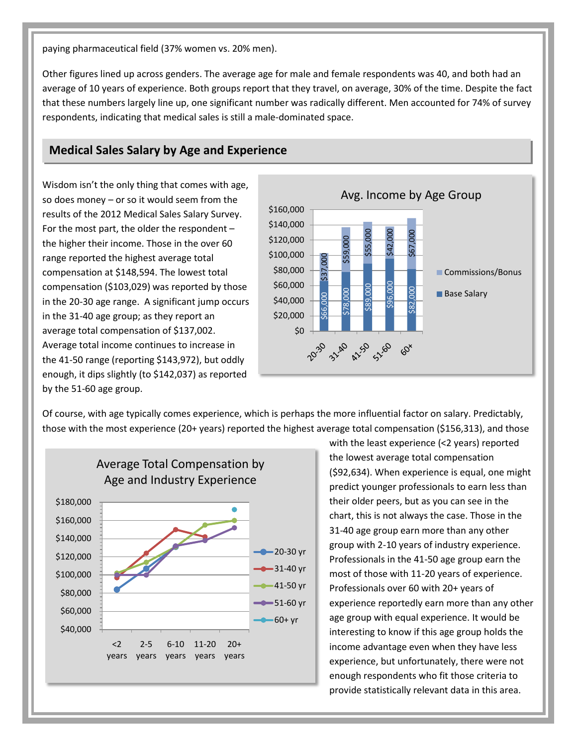paying pharmaceutical field (37% women vs. 20% men).

Other figures lined up across genders. The average age for male and female respondents was 40, and both had an average of 10 years of experience. Both groups report that they travel, on average, 30% of the time. Despite the fact that these numbers largely line up, one significant number was radically different. Men accounted for 74% of survey respondents, indicating that medical sales is still a male-dominated space.

## Medical Sales Salary by Age and Experience

Wisdom isn't the only thing that comes with age, so does money – or so it would seem from the results of the 2012 Medical Sales Salary Survey. For the most part, the older the respondent – the higher their income. Those in the over 60 range reported the highest average total compensation at $148,594. The lowest total compensation ($103,029) was reported by those in the 20-30 age range. A significant jump occurs in the 31-40 age group; as they report an average total compensation of $137,002. Average total income continues to increase in the 41-50 range (reporting $143,972), but oddly enough, it dips slightly (to $142,037) as reported by the 51-60 age group.

**Avg. Income by Age Group**

| Age Group | Base Salary | Commissions/Bonus |
|---|---|---|
| 20-30 | $66,000 | $37,000 |
| 31-40 | $78,000 | $59,000 |
| 41-50 | $89,000 | $55,000 |
| 51-60 | $96,000 | $42,000 |
| 60+ | $82,000 | $67,000 |

Of course, with age typically comes experience, which is perhaps the more influential factor on salary. Predictably, those with the most experience (20+ years) reported the highest average total compensation ($156,313), and those with the least experience (<2 years) reported the lowest average total compensation ($92,634). When experience is equal, one might predict younger professionals to earn less than their older peers, but as you can see in the chart, this is not always the case. Those in the 31-40 age group earn more than any other group with 2-10 years of industry experience. Professionals in the 41-50 age group earn the most of those with 11-20 years of experience. Professionals over 60 with 20+ years of experience reportedly earn more than any other age group with equal experience. It would be interesting to know if this age group holds the income advantage even when they have less experience, but unfortunately, there were not enough respondents who fit those criteria to provide statistically relevant data in this area.

**Average Total Compensation by Age and Industry Experience**

(Line chart: y-axis $40,000–$180,000; x-axis <2 years, 2-5 years, 6-10 years, 11-20 years, 20+ years; series 20-30 yr, 31-40 yr, 41-50 yr, 51-60 yr, 60+ yr)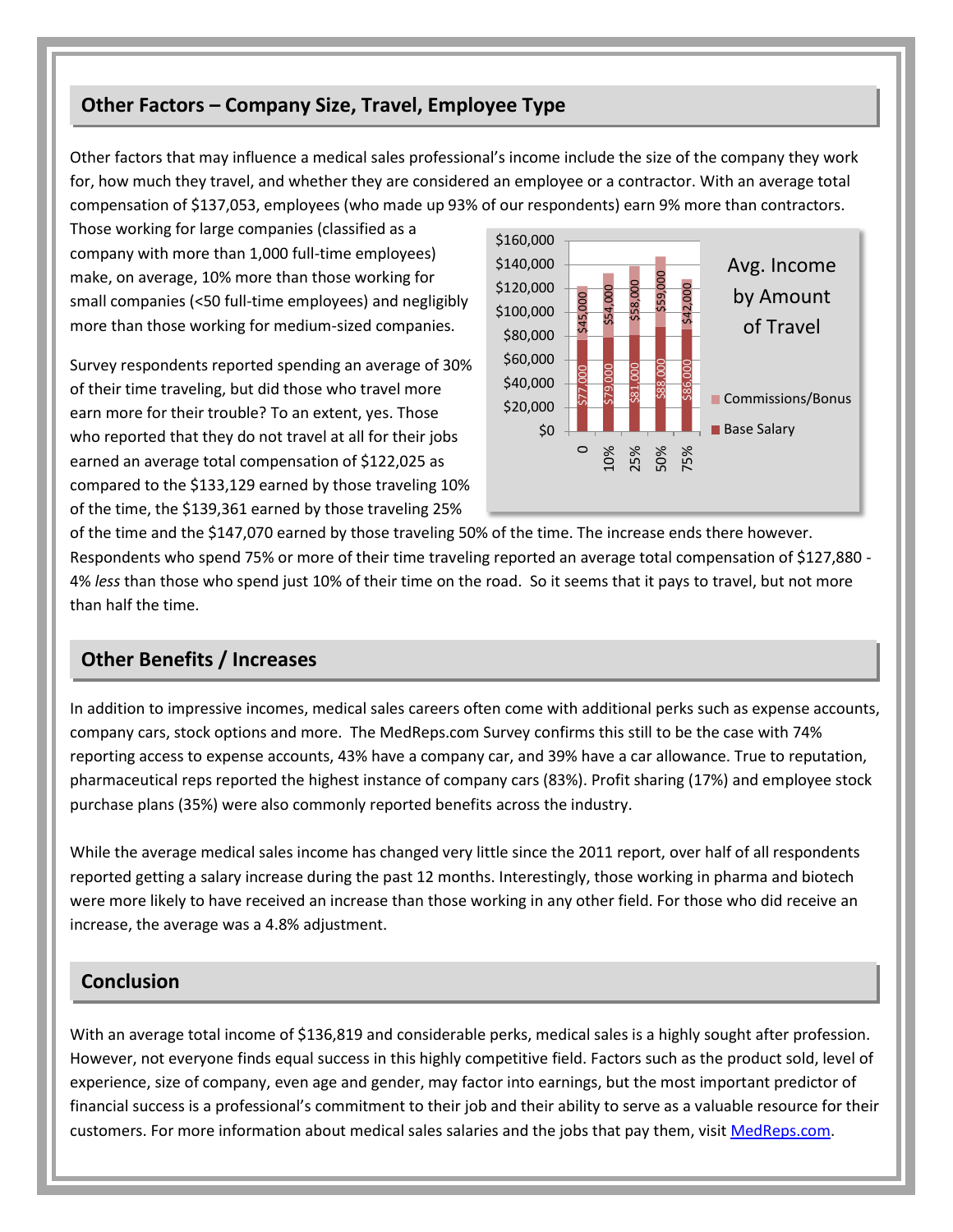## Other Factors – Company Size, Travel, Employee Type

Other factors that may influence a medical sales professional's income include the size of the company they work for, how much they travel, and whether they are considered an employee or a contractor. With an average total compensation of $137,053, employees (who made up 93% of our respondents) earn 9% more than contractors. Those working for large companies (classified as a company with more than 1,000 full-time employees) make, on average, 10% more than those working for small companies (<50 full-time employees) and negligibly more than those working for medium-sized companies.

Avg. Income by Amount of Travel

$160,000
$140,000
$120,000
$100,000
$80,000
$60,000
$40,000
$20,000
$0

$77,000
$45,000
$79,000
$54,000
$81,000
$58,000
$88,000
$59,000
$86,000
$42,000

0
10%
25%
50%
75%

Commissions/Bonus
Base Salary

Survey respondents reported spending an average of 30% of their time traveling, but did those who travel more earn more for their trouble? To an extent, yes. Those who reported that they do not travel at all for their jobs earned an average total compensation of $122,025 as compared to the $133,129 earned by those traveling 10% of the time, the $139,361 earned by those traveling 25% of the time and the $147,070 earned by those traveling 50% of the time. The increase ends there however. Respondents who spend 75% or more of their time traveling reported an average total compensation of $127,880 - 4% *less* than those who spend just 10% of their time on the road. So it seems that it pays to travel, but not more than half the time.

## Other Benefits / Increases

In addition to impressive incomes, medical sales careers often come with additional perks such as expense accounts, company cars, stock options and more. The MedReps.com Survey confirms this still to be the case with 74% reporting access to expense accounts, 43% have a company car, and 39% have a car allowance. True to reputation, pharmaceutical reps reported the highest instance of company cars (83%). Profit sharing (17%) and employee stock purchase plans (35%) were also commonly reported benefits across the industry.

While the average medical sales income has changed very little since the 2011 report, over half of all respondents reported getting a salary increase during the past 12 months. Interestingly, those working in pharma and biotech were more likely to have received an increase than those working in any other field. For those who did receive an increase, the average was a 4.8% adjustment.

## Conclusion

With an average total income of $136,819 and considerable perks, medical sales is a highly sought after profession. However, not everyone finds equal success in this highly competitive field. Factors such as the product sold, level of experience, size of company, even age and gender, may factor into earnings, but the most important predictor of financial success is a professional's commitment to their job and their ability to serve as a valuable resource for their customers. For more information about medical sales salaries and the jobs that pay them, visit MedReps.com.